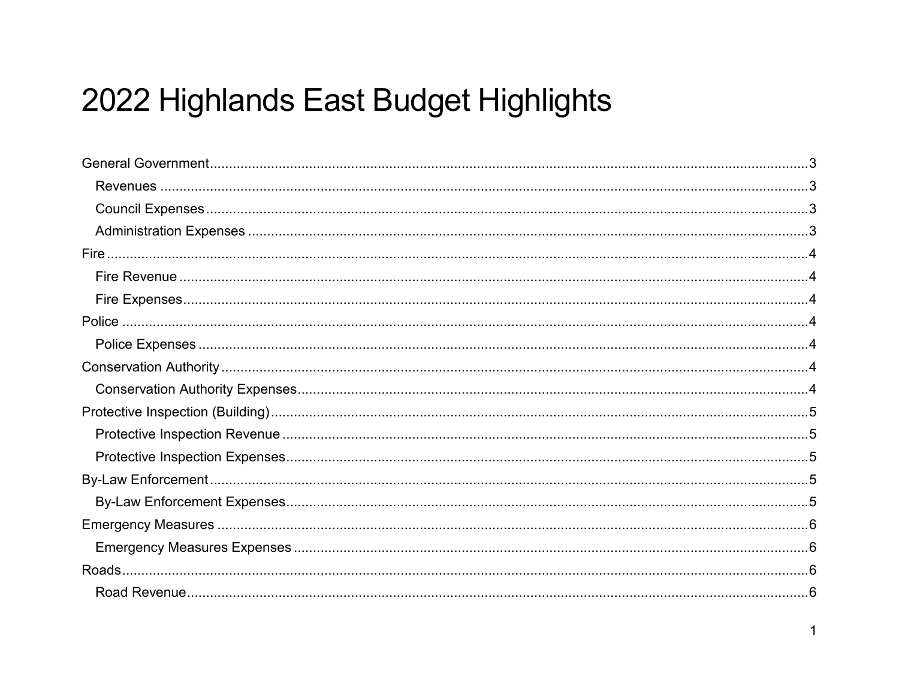# 2022 Highlands East Budget Highlights

- General Government ... 3
  - Revenues ... 3
  - Council Expenses ... 3
  - Administration Expenses ... 3
- Fire ... 4
  - Fire Revenue ... 4
  - Fire Expenses ... 4
- Police ... 4
  - Police Expenses ... 4
- Conservation Authority ... 4
  - Conservation Authority Expenses ... 4
- Protective Inspection (Building) ... 5
  - Protective Inspection Revenue ... 5
  - Protective Inspection Expenses ... 5
- By-Law Enforcement ... 5
  - By-Law Enforcement Expenses ... 5
- Emergency Measures ... 6
  - Emergency Measures Expenses ... 6
- Roads ... 6
  - Road Revenue ... 6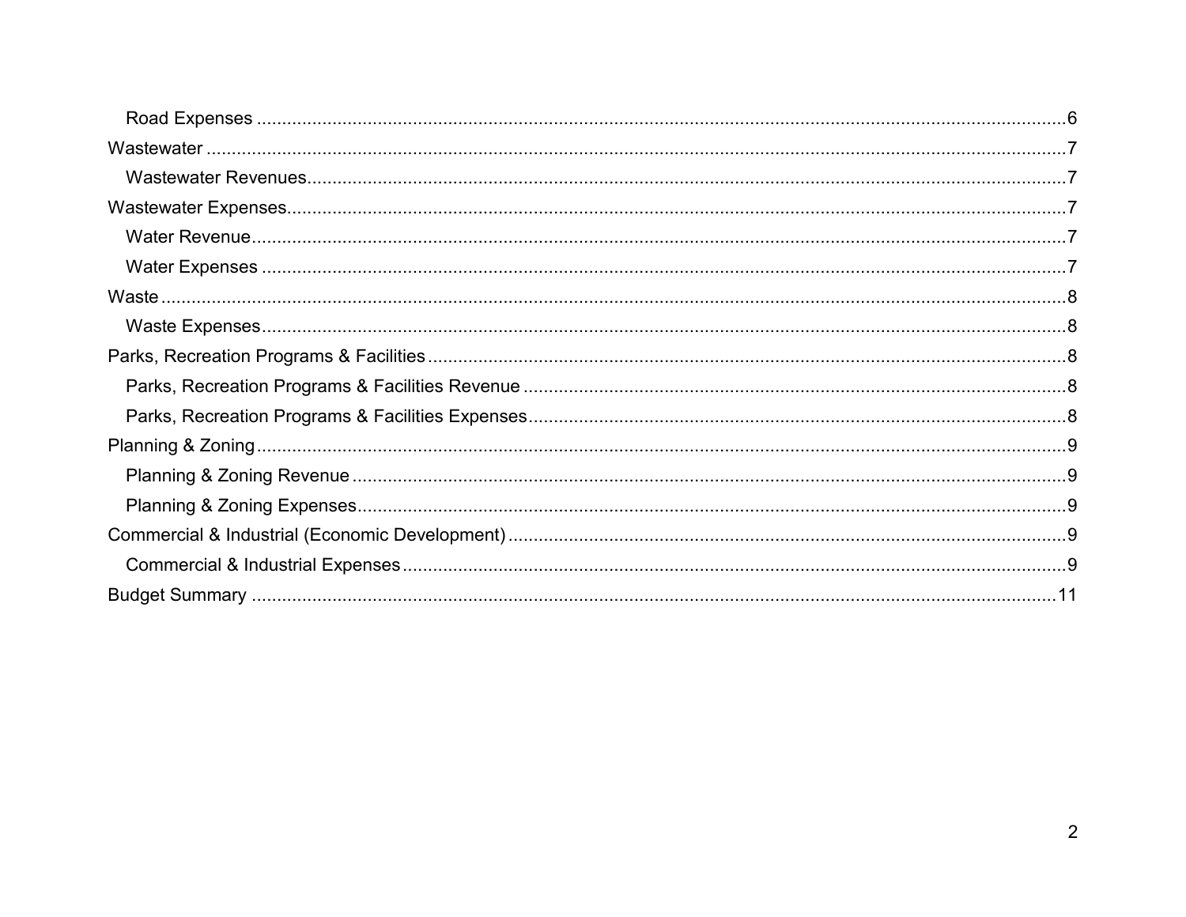- Road Expenses ..... 6

Wastewater ..... 7

- Wastewater Revenues ..... 7

Wastewater Expenses ..... 7

- Water Revenue ..... 7
- Water Expenses ..... 7

Waste ..... 8

- Waste Expenses ..... 8

Parks, Recreation Programs & Facilities ..... 8

- Parks, Recreation Programs & Facilities Revenue ..... 8
- Parks, Recreation Programs & Facilities Expenses ..... 8

Planning & Zoning ..... 9

- Planning & Zoning Revenue ..... 9
- Planning & Zoning Expenses ..... 9

Commercial & Industrial (Economic Development) ..... 9

- Commercial & Industrial Expenses ..... 9

Budget Summary ..... 11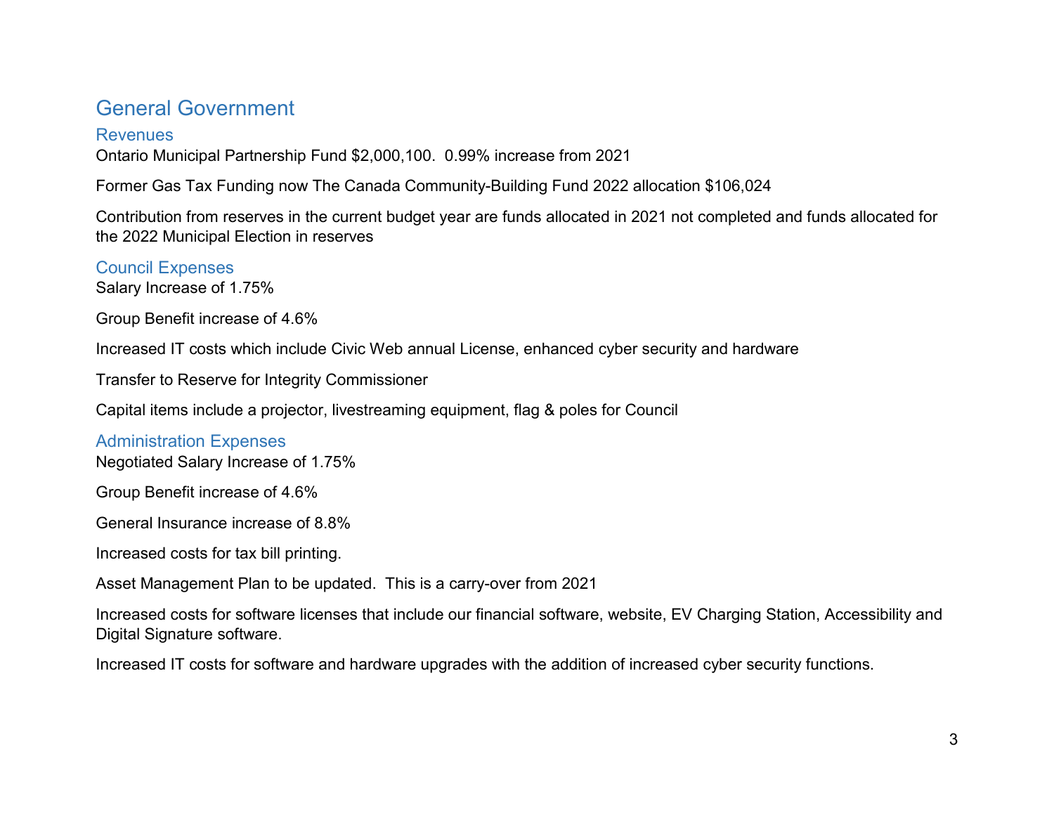## General Government

### Revenues

Ontario Municipal Partnership Fund $2,000,100. 0.99% increase from 2021

Former Gas Tax Funding now The Canada Community-Building Fund 2022 allocation $106,024

Contribution from reserves in the current budget year are funds allocated in 2021 not completed and funds allocated for the 2022 Municipal Election in reserves

### Council Expenses

Salary Increase of 1.75%

Group Benefit increase of 4.6%

Increased IT costs which include Civic Web annual License, enhanced cyber security and hardware

Transfer to Reserve for Integrity Commissioner

Capital items include a projector, livestreaming equipment, flag & poles for Council

### Administration Expenses

Negotiated Salary Increase of 1.75%

Group Benefit increase of 4.6%

General Insurance increase of 8.8%

Increased costs for tax bill printing.

Asset Management Plan to be updated. This is a carry-over from 2021

Increased costs for software licenses that include our financial software, website, EV Charging Station, Accessibility and Digital Signature software.

Increased IT costs for software and hardware upgrades with the addition of increased cyber security functions.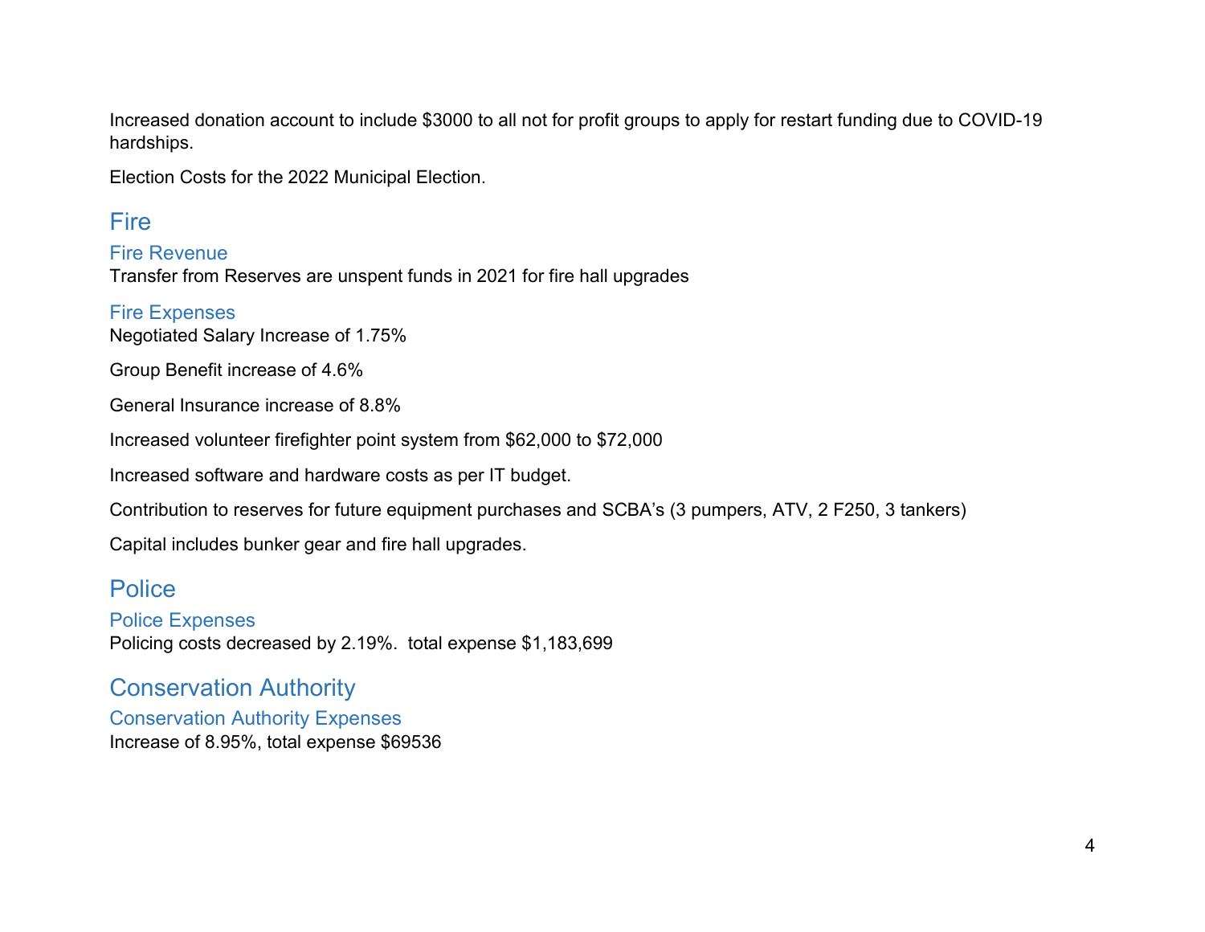Increased donation account to include $3000 to all not for profit groups to apply for restart funding due to COVID-19 hardships.

Election Costs for the 2022 Municipal Election.

## Fire

### Fire Revenue

Transfer from Reserves are unspent funds in 2021 for fire hall upgrades

### Fire Expenses

Negotiated Salary Increase of 1.75%

Group Benefit increase of 4.6%

General Insurance increase of 8.8%

Increased volunteer firefighter point system from $62,000 to $72,000

Increased software and hardware costs as per IT budget.

Contribution to reserves for future equipment purchases and SCBA's (3 pumpers, ATV, 2 F250, 3 tankers)

Capital includes bunker gear and fire hall upgrades.

## Police

### Police Expenses

Policing costs decreased by 2.19%. total expense $1,183,699

## Conservation Authority

### Conservation Authority Expenses

Increase of 8.95%, total expense $69536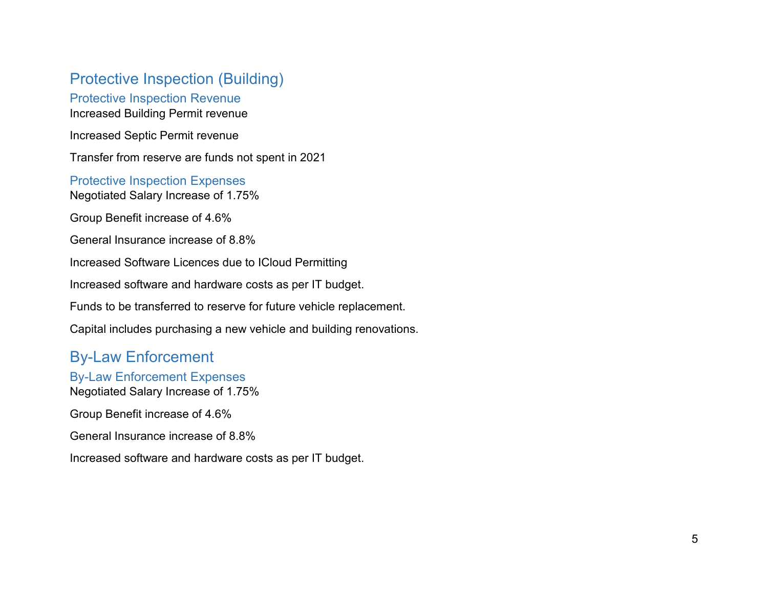## Protective Inspection (Building)

### Protective Inspection Revenue

Increased Building Permit revenue

Increased Septic Permit revenue

Transfer from reserve are funds not spent in 2021

### Protective Inspection Expenses

Negotiated Salary Increase of 1.75%

Group Benefit increase of 4.6%

General Insurance increase of 8.8%

Increased Software Licences due to ICloud Permitting

Increased software and hardware costs as per IT budget.

Funds to be transferred to reserve for future vehicle replacement.

Capital includes purchasing a new vehicle and building renovations.

## By-Law Enforcement

### By-Law Enforcement Expenses

Negotiated Salary Increase of 1.75%

Group Benefit increase of 4.6%

General Insurance increase of 8.8%

Increased software and hardware costs as per IT budget.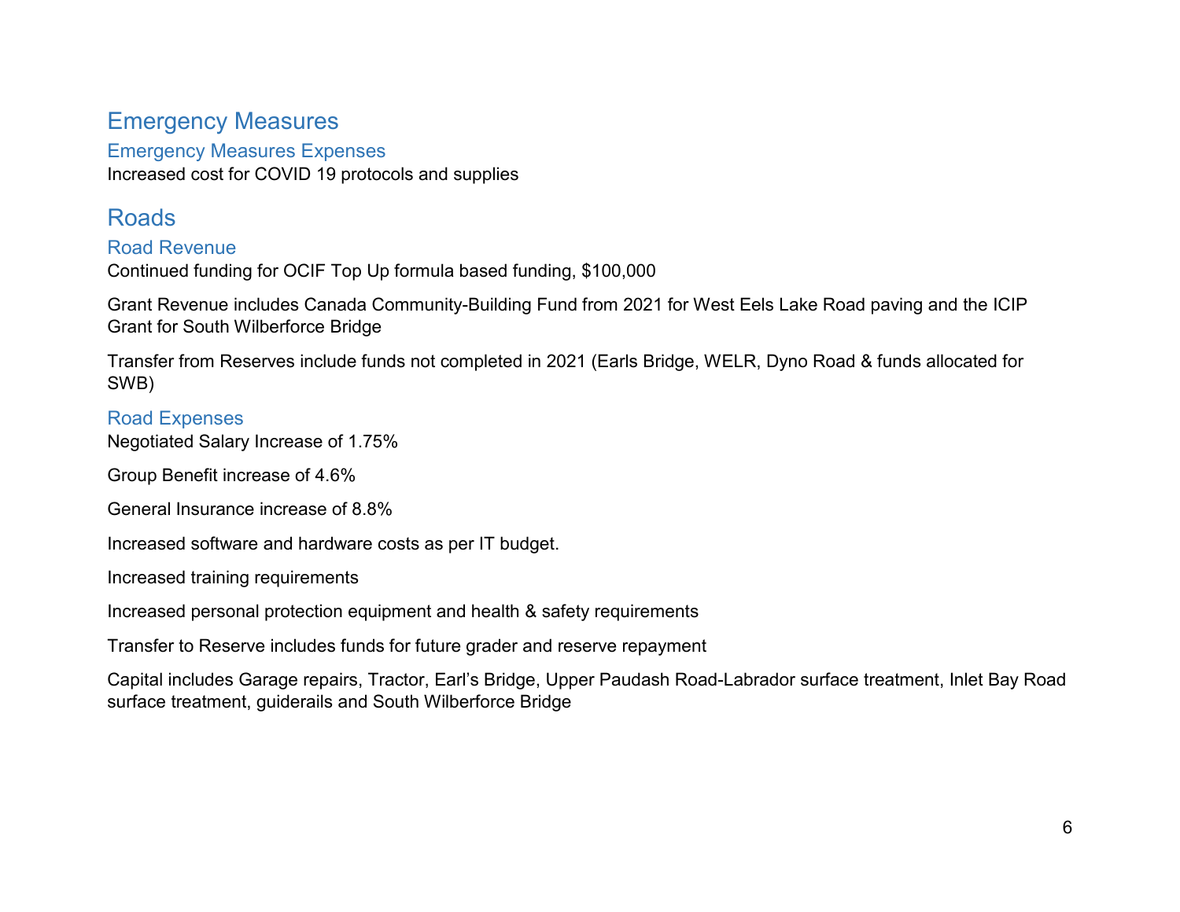## Emergency Measures

### Emergency Measures Expenses

Increased cost for COVID 19 protocols and supplies

## Roads

### Road Revenue

Continued funding for OCIF Top Up formula based funding, $100,000

Grant Revenue includes Canada Community-Building Fund from 2021 for West Eels Lake Road paving and the ICIP Grant for South Wilberforce Bridge

Transfer from Reserves include funds not completed in 2021 (Earls Bridge, WELR, Dyno Road & funds allocated for SWB)

### Road Expenses

Negotiated Salary Increase of 1.75%

Group Benefit increase of 4.6%

General Insurance increase of 8.8%

Increased software and hardware costs as per IT budget.

Increased training requirements

Increased personal protection equipment and health & safety requirements

Transfer to Reserve includes funds for future grader and reserve repayment

Capital includes Garage repairs, Tractor, Earl's Bridge, Upper Paudash Road-Labrador surface treatment, Inlet Bay Road surface treatment, guiderails and South Wilberforce Bridge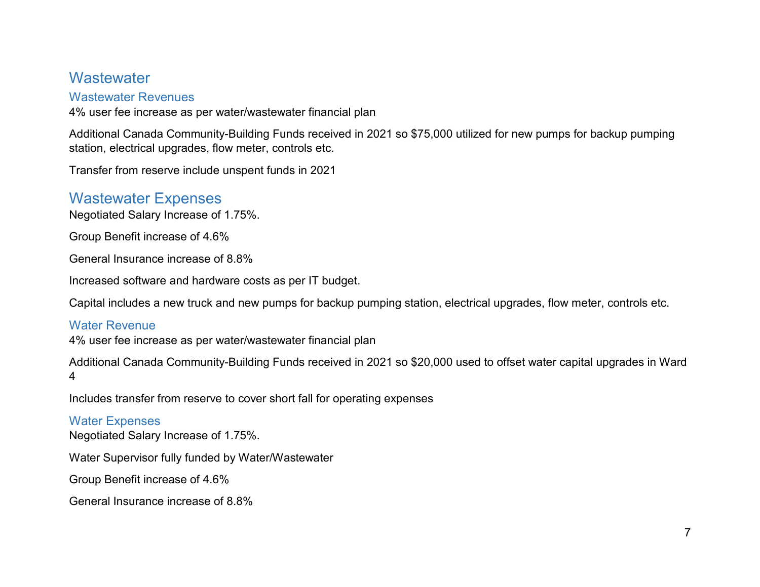## Wastewater

### Wastewater Revenues

4% user fee increase as per water/wastewater financial plan

Additional Canada Community-Building Funds received in 2021 so $75,000 utilized for new pumps for backup pumping station, electrical upgrades, flow meter, controls etc.

Transfer from reserve include unspent funds in 2021

## Wastewater Expenses

Negotiated Salary Increase of 1.75%.

Group Benefit increase of 4.6%

General Insurance increase of 8.8%

Increased software and hardware costs as per IT budget.

Capital includes a new truck and new pumps for backup pumping station, electrical upgrades, flow meter, controls etc.

### Water Revenue

4% user fee increase as per water/wastewater financial plan

Additional Canada Community-Building Funds received in 2021 so $20,000 used to offset water capital upgrades in Ward 4

Includes transfer from reserve to cover short fall for operating expenses

### Water Expenses

Negotiated Salary Increase of 1.75%.

Water Supervisor fully funded by Water/Wastewater

Group Benefit increase of 4.6%

General Insurance increase of 8.8%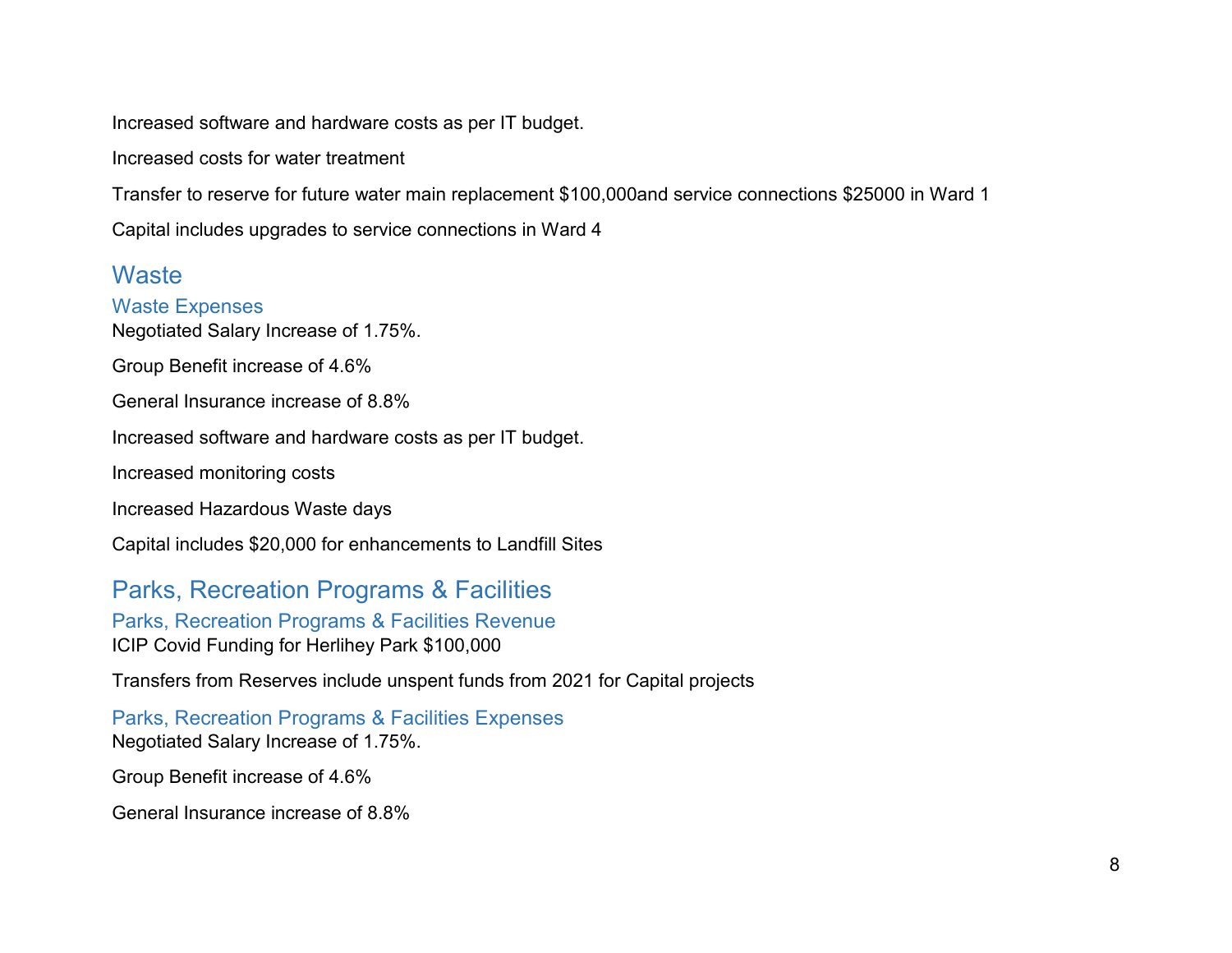Increased software and hardware costs as per IT budget.

Increased costs for water treatment

Transfer to reserve for future water main replacement $100,000and service connections $25000 in Ward 1

Capital includes upgrades to service connections in Ward 4

## Waste

### Waste Expenses

Negotiated Salary Increase of 1.75%.

Group Benefit increase of 4.6%

General Insurance increase of 8.8%

Increased software and hardware costs as per IT budget.

Increased monitoring costs

Increased Hazardous Waste days

Capital includes $20,000 for enhancements to Landfill Sites

## Parks, Recreation Programs & Facilities

### Parks, Recreation Programs & Facilities Revenue

ICIP Covid Funding for Herlihey Park $100,000

Transfers from Reserves include unspent funds from 2021 for Capital projects

### Parks, Recreation Programs & Facilities Expenses

Negotiated Salary Increase of 1.75%.

Group Benefit increase of 4.6%

General Insurance increase of 8.8%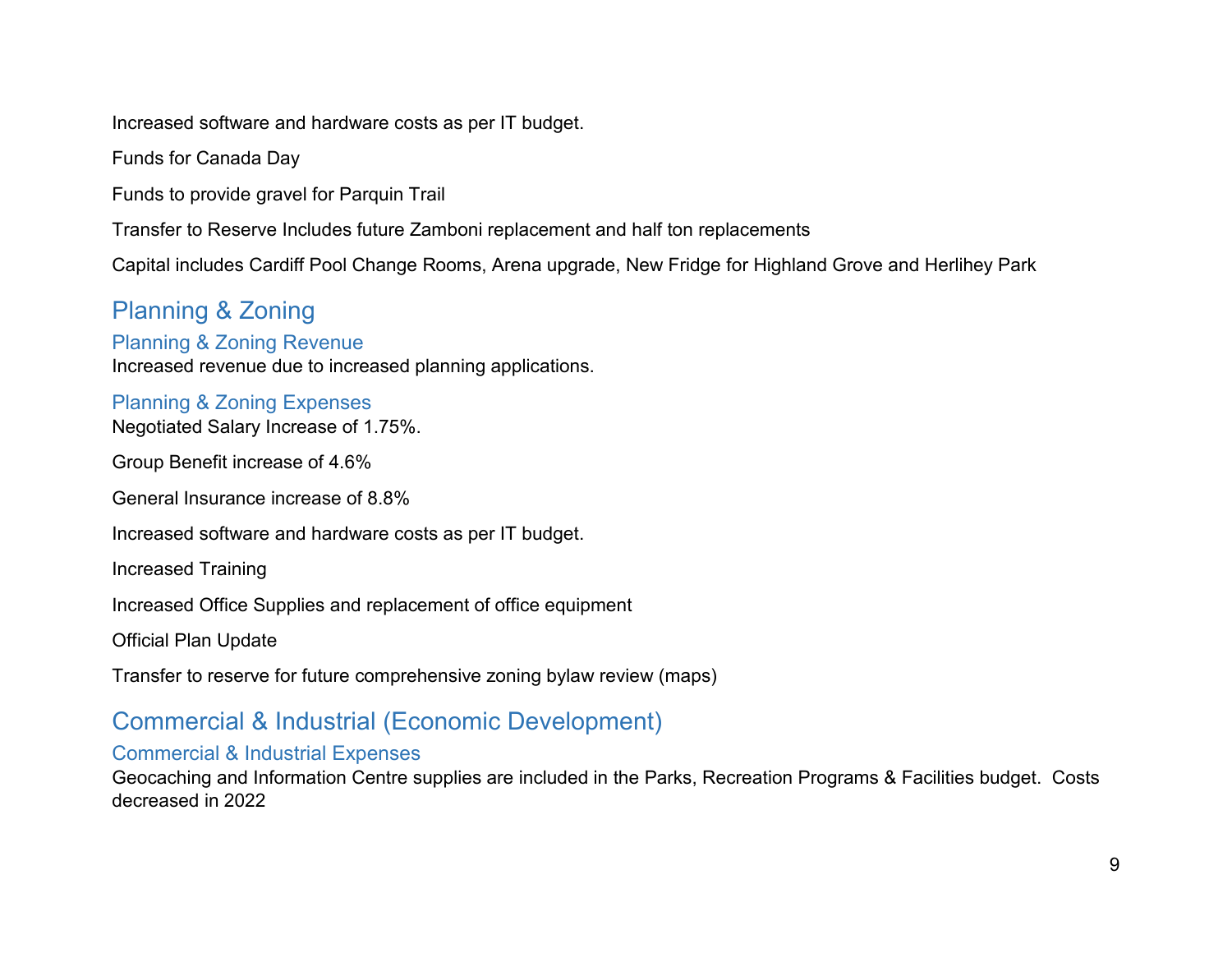Increased software and hardware costs as per IT budget.

Funds for Canada Day

Funds to provide gravel for Parquin Trail

Transfer to Reserve Includes future Zamboni replacement and half ton replacements

Capital includes Cardiff Pool Change Rooms, Arena upgrade, New Fridge for Highland Grove and Herlihey Park

## Planning & Zoning

### Planning & Zoning Revenue

Increased revenue due to increased planning applications.

### Planning & Zoning Expenses

Negotiated Salary Increase of 1.75%.

Group Benefit increase of 4.6%

General Insurance increase of 8.8%

Increased software and hardware costs as per IT budget.

Increased Training

Increased Office Supplies and replacement of office equipment

Official Plan Update

Transfer to reserve for future comprehensive zoning bylaw review (maps)

## Commercial & Industrial (Economic Development)

### Commercial & Industrial Expenses

Geocaching and Information Centre supplies are included in the Parks, Recreation Programs & Facilities budget. Costs decreased in 2022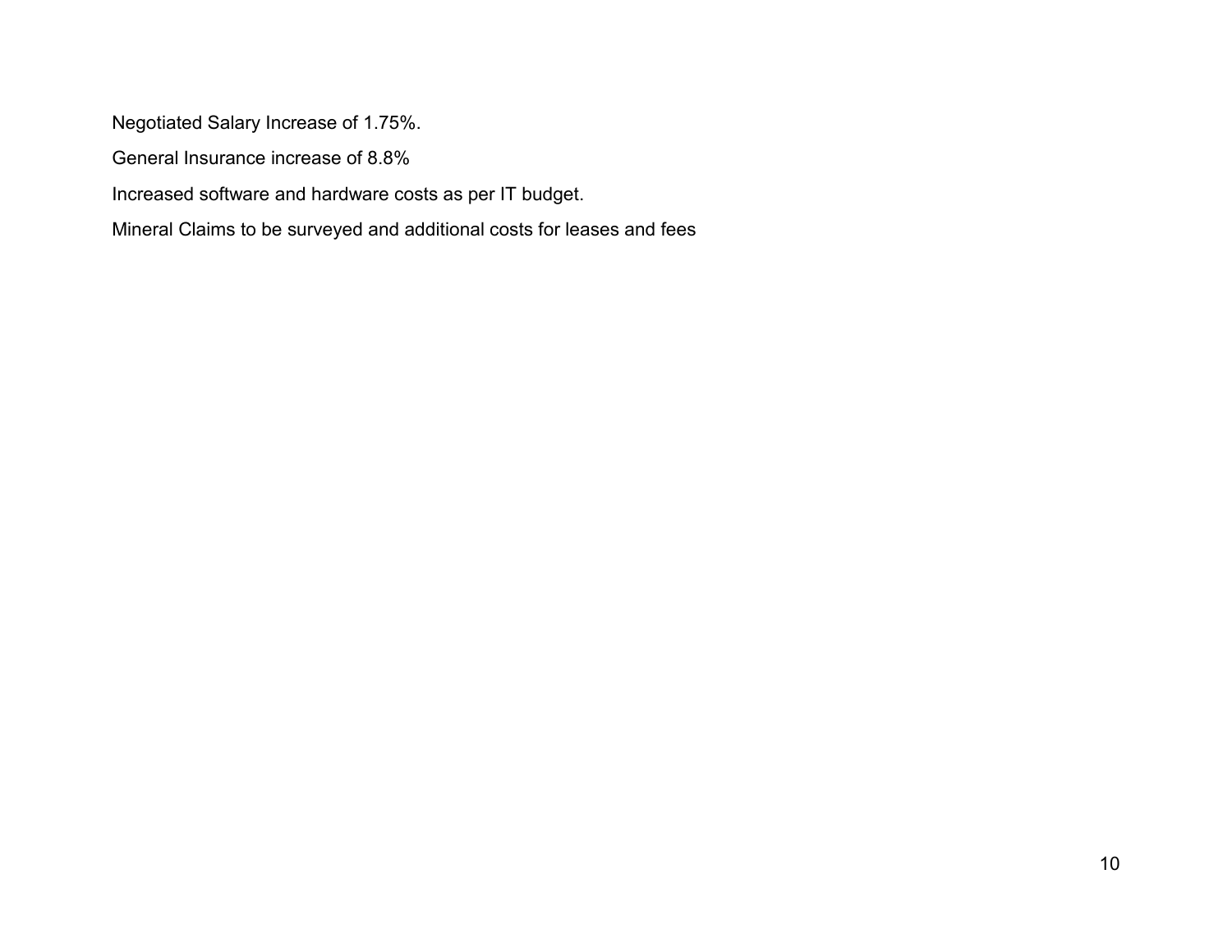Negotiated Salary Increase of 1.75%.

General Insurance increase of 8.8%

Increased software and hardware costs as per IT budget.

Mineral Claims to be surveyed and additional costs for leases and fees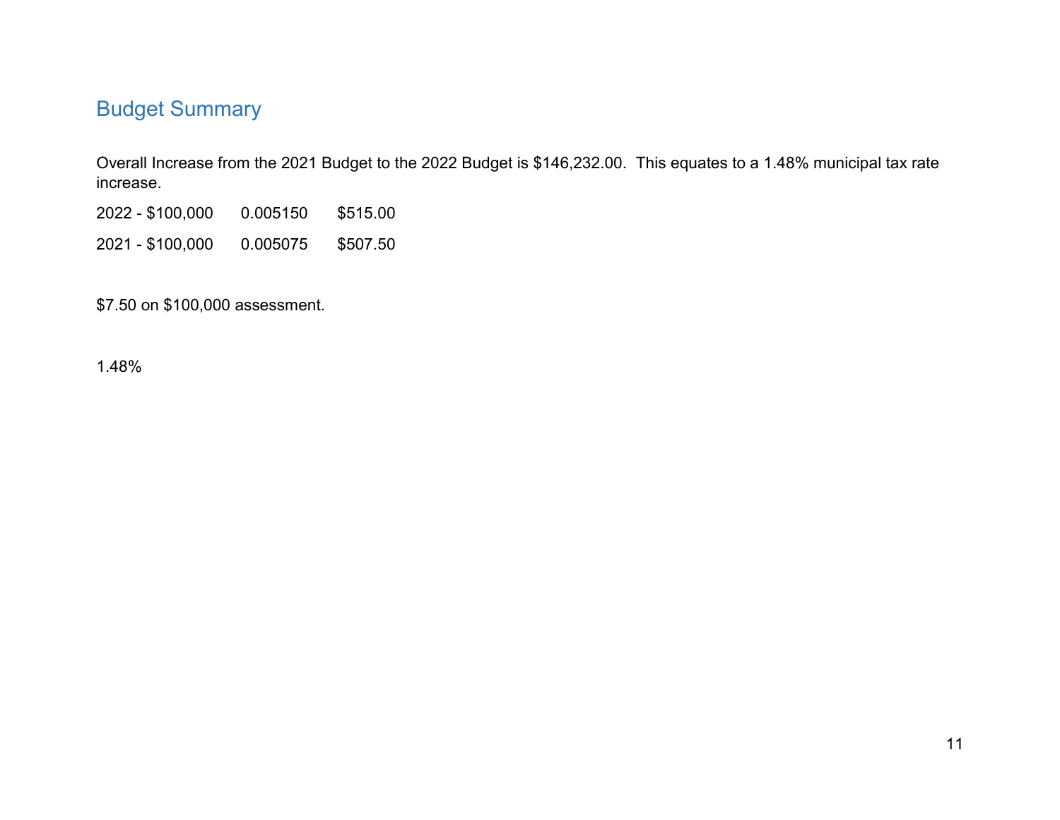## Budget Summary

Overall Increase from the 2021 Budget to the 2022 Budget is $146,232.00. This equates to a 1.48% municipal tax rate increase.

| | | |
|---|---|---|
| 2022 - $100,000 | 0.005150 | $515.00 |
| 2021 - $100,000 | 0.005075 | $507.50 |

$7.50 on $100,000 assessment.

1.48%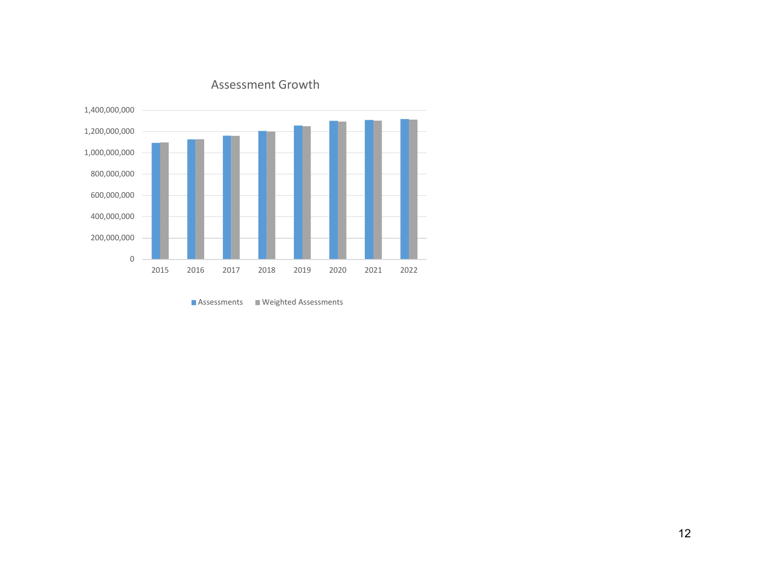Assessment Growth

| | Assessments | Weighted Assessments |
|---|---|---|
| 2015 | | |
| 2016 | | |
| 2017 | | |
| 2018 | | |
| 2019 | | |
| 2020 | | |
| 2021 | | |
| 2022 | | |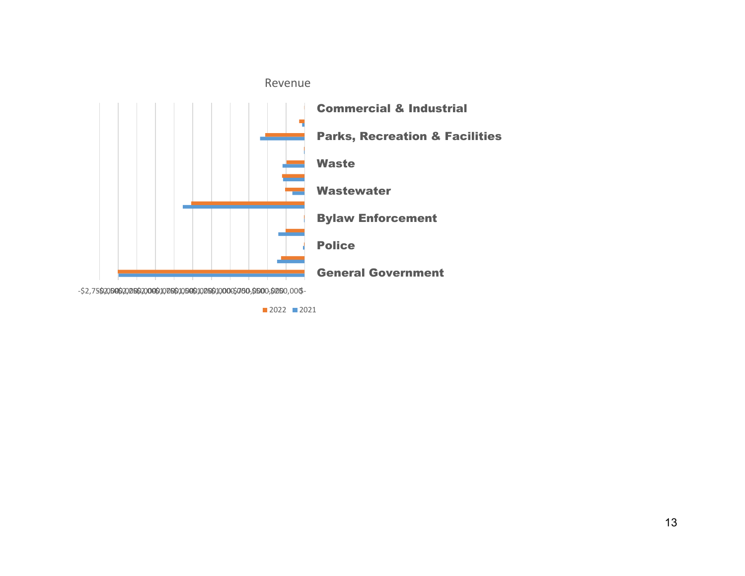Revenue

Commercial & Industrial

Parks, Recreation & Facilities

Waste

Wastewater

Bylaw Enforcement

Police

General Government

-$2,750,000 -$2,500,000 -$2,250,000 -$2,000,000 -$1,750,000 -$1,500,000 -$1,250,000 -$1,000,000 -$750,000 -$500,000 -$250,000 $-

2022 2021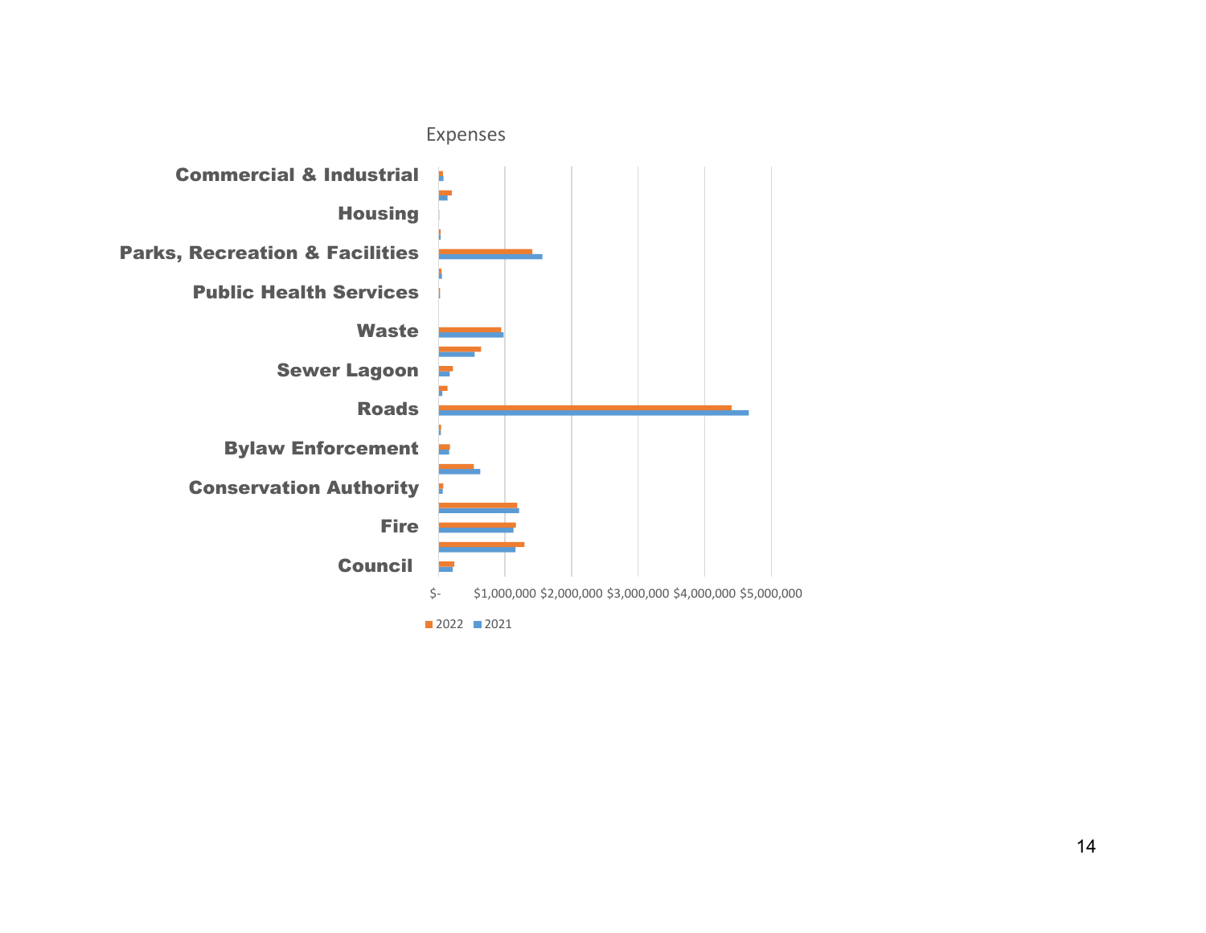Expenses

Commercial & Industrial

Housing

Parks, Recreation & Facilities

Public Health Services

Waste

Sewer Lagoon

Roads

Bylaw Enforcement

Conservation Authority

Fire

Council

$- $1,000,000 $2,000,000 $3,000,000 $4,000,000 $5,000,000

2022 2021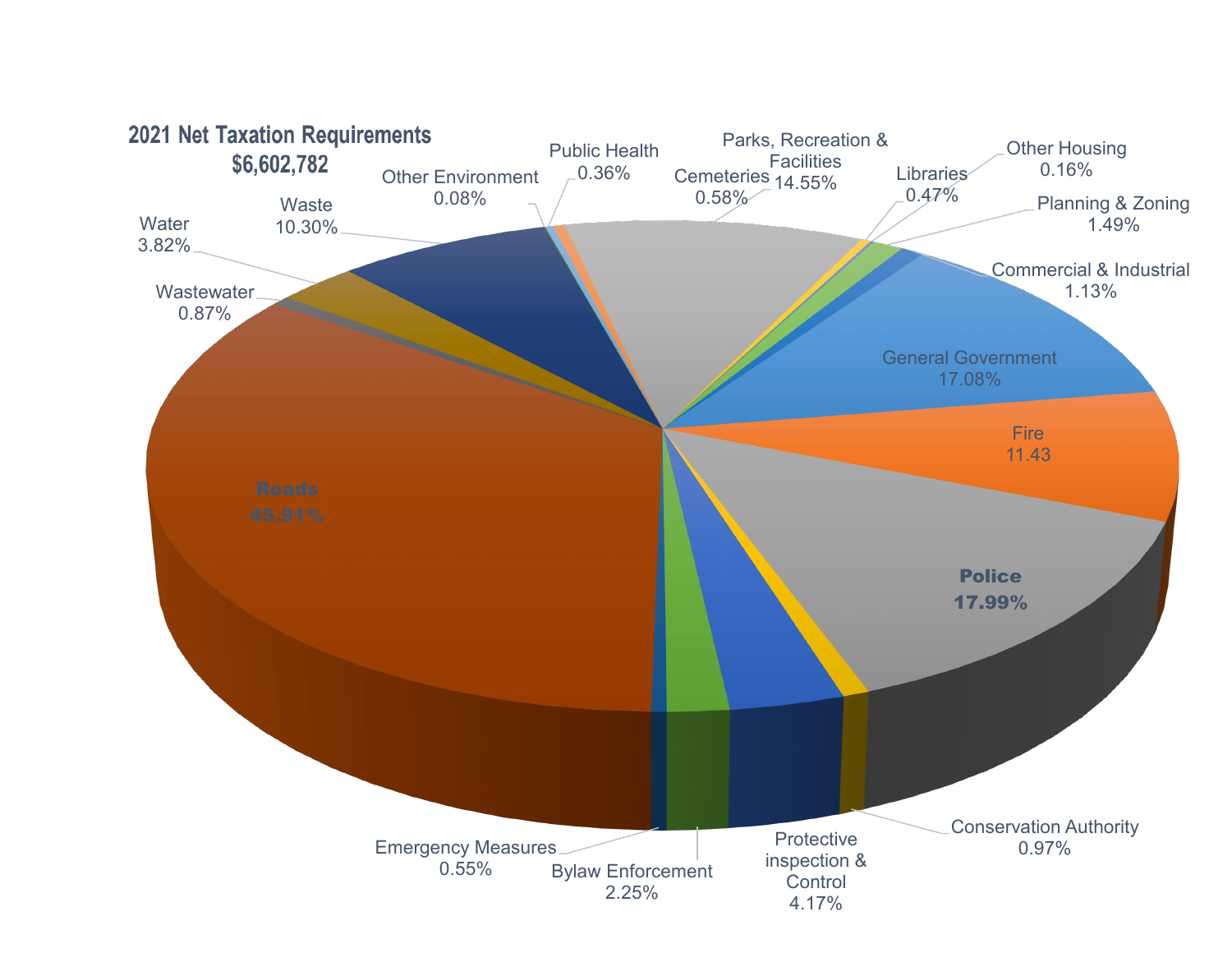## 2021 Net Taxation Requirements
## $6,602,782

| Category | Percentage |
| --- | --- |
| Roads | 45.91% |
| Police | 17.99% |
| General Government | 17.08% |
| Parks, Recreation & Facilities | 14.55% |
| Fire | 11.43 |
| Waste | 10.30% |
| Protective inspection & Control | 4.17% |
| Water | 3.82% |
| Bylaw Enforcement | 2.25% |
| Planning & Zoning | 1.49% |
| Commercial & Industrial | 1.13% |
| Conservation Authority | 0.97% |
| Wastewater | 0.87% |
| Cemeteries | 0.58% |
| Emergency Measures | 0.55% |
| Libraries | 0.47% |
| Public Health | 0.36% |
| Other Housing | 0.16% |
| Other Environment | 0.08% |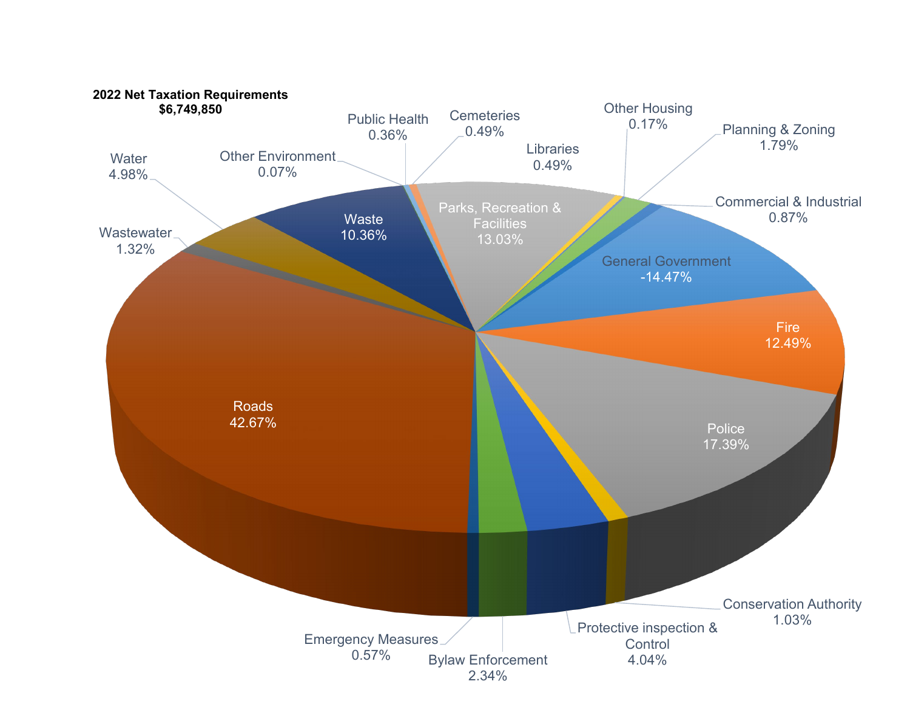**2022 Net Taxation Requirements**
**$6,749,850**

Public Health
0.36%

Cemeteries
0.49%

Other Housing
0.17%

Planning & Zoning
1.79%

Libraries
0.49%

Water
4.98%

Other Environment
0.07%

Commercial & Industrial
0.87%

Parks, Recreation & Facilities
13.03%

Waste
10.36%

Wastewater
1.32%

General Government
-14.47%

Fire
12.49%

Roads
42.67%

Police
17.39%

Conservation Authority
1.03%

Protective inspection & Control
4.04%

Emergency Measures
0.57%

Bylaw Enforcement
2.34%